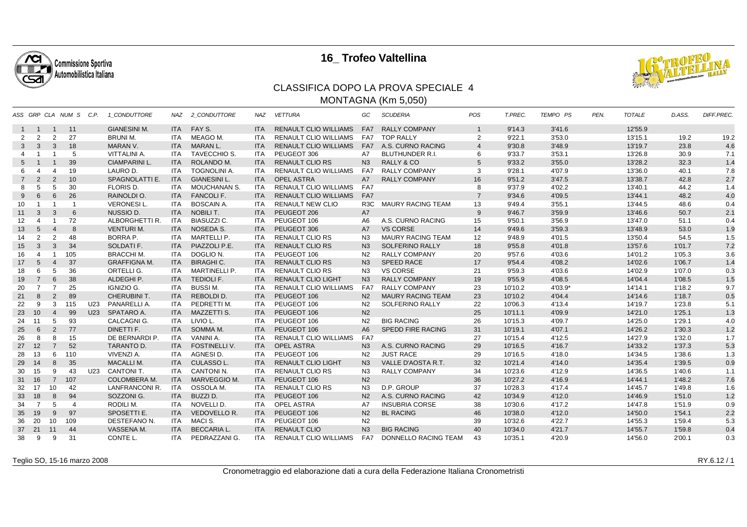# 16_ Trofeo Valtellina

## CLASSIFICA DOPO LA PROVA SPECIALE 4

### MONTAGNA (Km 5,050)

| ASS | GRP | CLA | NUM S | C.P. | 1_CONDUTTORE | NAZ | 2_CONDUTTORE | NAZ | VETTURA | GC | SCUDERIA | POS | T.PREC. | TEMPO PS | PEN. | TOTALE | D.ASS. | DIFF.PREC. |
|---|---|---|---|---|---|---|---|---|---|---|---|---|---|---|---|---|---|---|
| 1 | 1 | 1 | 11 | | GIANESINI M. | ITA | FAY S. | ITA | RENAULT CLIO WILLIAMS | FA7 | RALLY COMPANY | 1 | 9'14.3 | 3'41.6 | | 12'55.9 | | |
| 2 | 2 | 2 | 27 | | BRUNI M. | ITA | MEAGO M. | ITA | RENAULT CLIO WILLIAMS | FA7 | TOP RALLY | 2 | 9'22.1 | 3'53.0 | | 13'15.1 | 19.2 | 19.2 |
| 3 | 3 | 3 | 18 | | MARAN V. | ITA | MARAN L. | ITA | RENAULT CLIO WILLIAMS | FA7 | A.S. CURNO RACING | 4 | 9'30.8 | 3'48.9 | | 13'19.7 | 23.8 | 4.6 |
| 4 | 1 | 1 | 5 | | VITTALINI A. | ITA | TAVECCHIO S. | ITA | PEUGEOT 306 | A7 | BLUTHUNDER R.I. | 6 | 9'33.7 | 3'53.1 | | 13'26.8 | 30.9 | 7.1 |
| 5 | 1 | 1 | 39 | | CIAMPARINI L. | ITA | ROLANDO M. | ITA | RENAULT CLIO RS | N3 | RALLY & CO | 5 | 9'33.2 | 3'55.0 | | 13'28.2 | 32.3 | 1.4 |
| 6 | 4 | 4 | 19 | | LAURO D. | ITA | TOGNOLINI A. | ITA | RENAULT CLIO WILLIAMS | FA7 | RALLY COMPANY | 3 | 9'28.1 | 4'07.9 | | 13'36.0 | 40.1 | 7.8 |
| 7 | 2 | 2 | 10 | | SPAGNOLATTI E. | ITA | GIANESINI L. | ITA | OPEL ASTRA | A7 | RALLY COMPANY | 16 | 9'51.2 | 3'47.5 | | 13'38.7 | 42.8 | 2.7 |
| 8 | 5 | 5 | 30 | | FLORIS D. | ITA | MOUCHANAN S. | ITA | RENAULT CLIO WILLIAMS | FA7 | | 8 | 9'37.9 | 4'02.2 | | 13'40.1 | 44.2 | 1.4 |
| 9 | 6 | 6 | 26 | | RAINOLDI O. | ITA | FANCOLI F. | ITA | RENAULT CLIO WILLIAMS | FA7 | | 7 | 9'34.6 | 4'09.5 | | 13'44.1 | 48.2 | 4.0 |
| 10 | 1 | 1 | 1 | | VERONESI L. | ITA | BOSCAIN A. | ITA | RENAULT NEW CLIO | R3C | MAURY RACING TEAM | 13 | 9'49.4 | 3'55.1 | | 13'44.5 | 48.6 | 0.4 |
| 11 | 3 | 3 | 6 | | NUSSIO D. | ITA | NOBILI T. | ITA | PEUGEOT 206 | A7 | | 9 | 9'46.7 | 3'59.9 | | 13'46.6 | 50.7 | 2.1 |
| 12 | 4 | 1 | 72 | | ALBORGHETTI R. | ITA | BIASUZZI C. | ITA | PEUGEOT 106 | A6 | A.S. CURNO RACING | 15 | 9'50.1 | 3'56.9 | | 13'47.0 | 51.1 | 0.4 |
| 13 | 5 | 4 | 8 | | VENTURI M. | ITA | NOSEDA S. | ITA | PEUGEOT 306 | A7 | VS CORSE | 14 | 9'49.6 | 3'59.3 | | 13'48.9 | 53.0 | 1.9 |
| 14 | 2 | 2 | 48 | | BORRA P. | ITA | MARTELLI P. | ITA | RENAULT CLIO RS | N3 | MAURY RACING TEAM | 12 | 9'48.9 | 4'01.5 | | 13'50.4 | 54.5 | 1.5 |
| 15 | 3 | 3 | 34 | | SOLDATI F. | ITA | PIAZZOLI P.E. | ITA | RENAULT CLIO RS | N3 | SOLFERINO RALLY | 18 | 9'55.8 | 4'01.8 | | 13'57.6 | 1'01.7 | 7.2 |
| 16 | 4 | 1 | 105 | | BRACCHI M. | ITA | DOGLIO N. | ITA | PEUGEOT 106 | N2 | RALLY COMPANY | 20 | 9'57.6 | 4'03.6 | | 14'01.2 | 1'05.3 | 3.6 |
| 17 | 5 | 4 | 37 | | GRAFFIGNA M. | ITA | BIRAGHI C. | ITA | RENAULT CLIO RS | N3 | SPEED RACE | 17 | 9'54.4 | 4'08.2 | | 14'02.6 | 1'06.7 | 1.4 |
| 18 | 6 | 5 | 36 | | ORTELLI G. | ITA | MARTINELLI P. | ITA | RENAULT CLIO RS | N3 | VS CORSE | 21 | 9'59.3 | 4'03.6 | | 14'02.9 | 1'07.0 | 0.3 |
| 19 | 7 | 6 | 38 | | ALDEGHI P. | ITA | TEDIOLI F. | ITA | RENAULT CLIO LIGHT | N3 | RALLY COMPANY | 19 | 9'55.9 | 4'08.5 | | 14'04.4 | 1'08.5 | 1.5 |
| 20 | 7 | 7 | 25 | | IGNIZIO G. | ITA | BUSSI M. | ITA | RENAULT CLIO WILLIAMS | FA7 | RALLY COMPANY | 23 | 10'10.2 | 4'03.9* | | 14'14.1 | 1'18.2 | 9.7 |
| 21 | 8 | 2 | 89 | | CHERUBINI T. | ITA | REBOLDI D. | ITA | PEUGEOT 106 | N2 | MAURY RACING TEAM | 23 | 10'10.2 | 4'04.4 | | 14'14.6 | 1'18.7 | 0.5 |
| 22 | 9 | 3 | 115 | U23 | PANARELLI A. | ITA | PEDRETTI M. | ITA | PEUGEOT 106 | N2 | SOLFERINO RALLY | 22 | 10'06.3 | 4'13.4 | | 14'19.7 | 1'23.8 | 5.1 |
| 23 | 10 | 4 | 99 | U23 | SPATARO A. | ITA | MAZZETTI S. | ITA | PEUGEOT 106 | N2 | | 25 | 10'11.1 | 4'09.9 | | 14'21.0 | 1'25.1 | 1.3 |
| 24 | 11 | 5 | 93 | | CALCAGNI G. | ITA | LIVIO L. | ITA | PEUGEOT 106 | N2 | BIG RACING | 26 | 10'15.3 | 4'09.7 | | 14'25.0 | 1'29.1 | 4.0 |
| 25 | 6 | 2 | 77 | | DINETTI F. | ITA | SOMMA M. | ITA | PEUGEOT 106 | A6 | SPEDD FIRE RACING | 31 | 10'19.1 | 4'07.1 | | 14'26.2 | 1'30.3 | 1.2 |
| 26 | 8 | 8 | 15 | | DE BERNARDI P. | ITA | VANINI A. | ITA | RENAULT CLIO WILLIAMS | FA7 | | 27 | 10'15.4 | 4'12.5 | | 14'27.9 | 1'32.0 | 1.7 |
| 27 | 12 | 7 | 52 | | TARANTO D. | ITA | FOSTINELLI V. | ITA | OPEL ASTRA | N3 | A.S. CURNO RACING | 29 | 10'16.5 | 4'16.7 | | 14'33.2 | 1'37.3 | 5.3 |
| 28 | 13 | 6 | 110 | | VIVENZI A. | ITA | AGNESI D. | ITA | PEUGEOT 106 | N2 | JUST RACE | 29 | 10'16.5 | 4'18.0 | | 14'34.5 | 1'38.6 | 1.3 |
| 29 | 14 | 8 | 35 | | MACALLI M. | ITA | CULASSO L. | ITA | RENAULT CLIO LIGHT | N3 | VALLE D'AOSTA R.T. | 32 | 10'21.4 | 4'14.0 | | 14'35.4 | 1'39.5 | 0.9 |
| 30 | 15 | 9 | 43 | U23 | CANTONI T. | ITA | CANTONI N. | ITA | RENAULT CLIO RS | N3 | RALLY COMPANY | 34 | 10'23.6 | 4'12.9 | | 14'36.5 | 1'40.6 | 1.1 |
| 31 | 16 | 7 | 107 | | COLOMBERA M. | ITA | MARVEGGIO M. | ITA | PEUGEOT 106 | N2 | | 36 | 10'27.2 | 4'16.9 | | 14'44.1 | 1'48.2 | 7.6 |
| 32 | 17 | 10 | 42 | | LANFRANCONI R. | ITA | OSSOLA M. | ITA | RENAULT CLIO RS | N3 | D.P. GROUP | 37 | 10'28.3 | 4'17.4 | | 14'45.7 | 1'49.8 | 1.6 |
| 33 | 18 | 8 | 94 | | SOZZONI G. | ITA | BUZZI D. | ITA | PEUGEOT 106 | N2 | A.S. CURNO RACING | 42 | 10'34.9 | 4'12.0 | | 14'46.9 | 1'51.0 | 1.2 |
| 34 | 7 | 5 | 4 | | RODILI M. | ITA | NOVELLI D. | ITA | OPEL ASTRA | A7 | INSUBRIA CORSE | 38 | 10'30.6 | 4'17.2 | | 14'47.8 | 1'51.9 | 0.9 |
| 35 | 19 | 9 | 97 | | SPOSETTI E. | ITA | VEDOVELLO R. | ITA | PEUGEOT 106 | N2 | BL RACING | 46 | 10'38.0 | 4'12.0 | | 14'50.0 | 1'54.1 | 2.2 |
| 36 | 20 | 10 | 109 | | DESTEFANO N. | ITA | MACI S. | ITA | PEUGEOT 106 | N2 | | 39 | 10'32.6 | 4'22.7 | | 14'55.3 | 1'59.4 | 5.3 |
| 37 | 21 | 11 | 44 | | VASSENA M. | ITA | BECCARIA L. | ITA | RENAULT CLIO | N3 | BIG RACING | 40 | 10'34.0 | 4'21.7 | | 14'55.7 | 1'59.8 | 0.4 |
| 38 | 9 | 9 | 31 | | CONTE L. | ITA | PEDRAZZANI G. | ITA | RENAULT CLIO WILLIAMS | FA7 | DONNELLO RACING TEAM | 43 | 10'35.1 | 4'20.9 | | 14'56.0 | 2'00.1 | 0.3 |

Teglio SO, 15-16 marzo 2008

RY.6.12 / 1

Cronometraggio ed elaborazione dati a cura della Federazione Italiana Cronometristi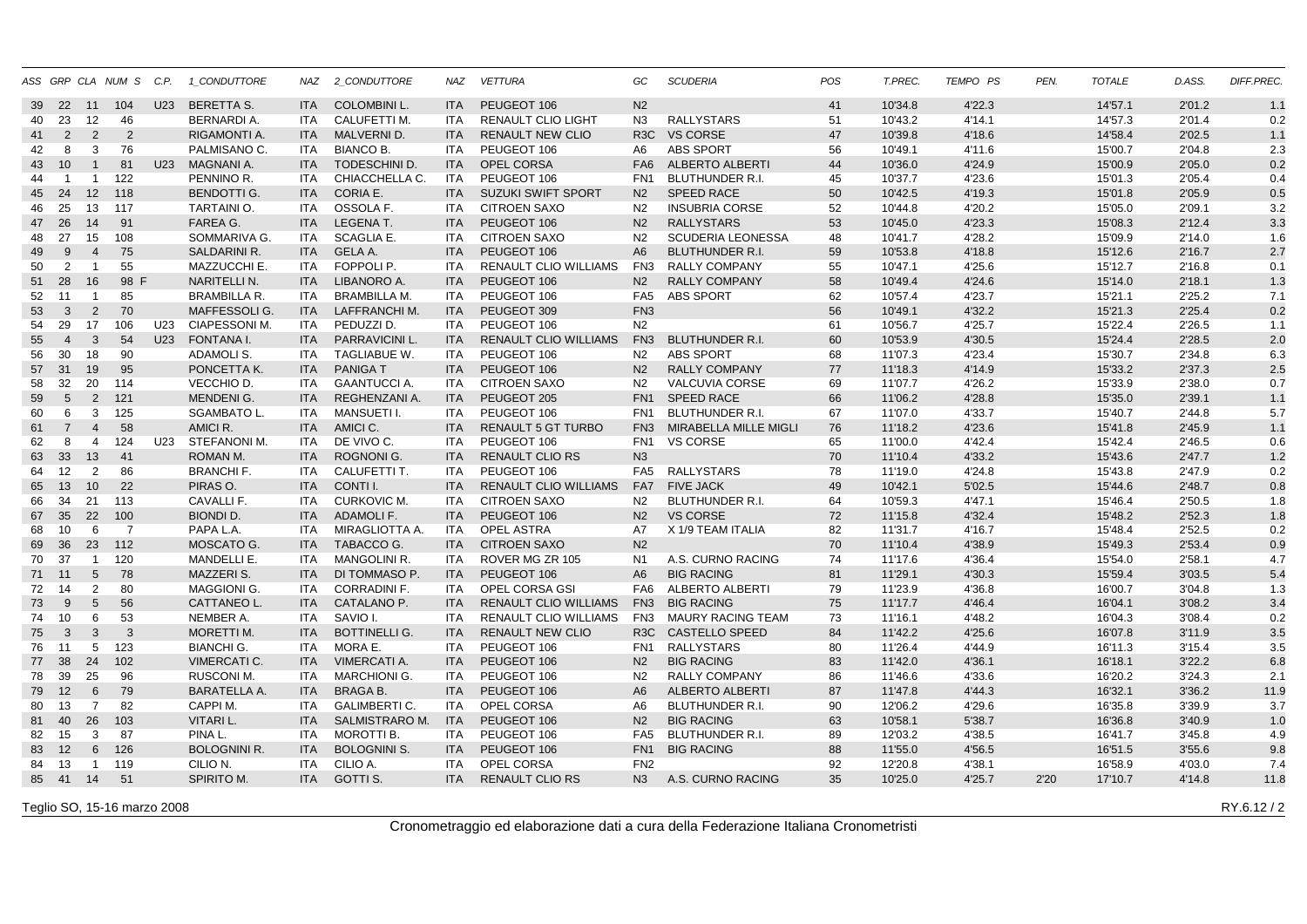| ASS | GRP | CLA | NUM S | C.P. | 1_CONDUTTORE | NAZ | 2_CONDUTTORE | NAZ | VETTURA | GC | SCUDERIA | POS | T.PREC. | TEMPO PS | PEN. | TOTALE | D.ASS. | DIFF.PREC. |
|---|---|---|---|---|---|---|---|---|---|---|---|---|---|---|---|---|---|---|
| 39 | 22 | 11 | 104 | U23 | BERETTA S. | ITA | COLOMBINI L. | ITA | PEUGEOT 106 | N2 | | 41 | 10'34.8 | 4'22.3 | | 14'57.1 | 2'01.2 | 1.1 |
| 40 | 23 | 12 | 46 | | BERNARDI A. | ITA | CALUFETTI M. | ITA | RENAULT CLIO LIGHT | N3 | RALLYSTARS | 51 | 10'43.2 | 4'14.1 | | 14'57.3 | 2'01.4 | 0.2 |
| 41 | 2 | 2 | 2 | | RIGAMONTI A. | ITA | MALVERNI D. | ITA | RENAULT NEW CLIO | R3C | VS CORSE | 47 | 10'39.8 | 4'18.6 | | 14'58.4 | 2'02.5 | 1.1 |
| 42 | 8 | 3 | 76 | | PALMISANO C. | ITA | BIANCO B. | ITA | PEUGEOT 106 | A6 | ABS SPORT | 56 | 10'49.1 | 4'11.6 | | 15'00.7 | 2'04.8 | 2.3 |
| 43 | 10 | 1 | 81 | U23 | MAGNANI A. | ITA | TODESCHINI D. | ITA | OPEL CORSA | FA6 | ALBERTO ALBERTI | 44 | 10'36.0 | 4'24.9 | | 15'00.9 | 2'05.0 | 0.2 |
| 44 | 1 | 1 | 122 | | PENNINO R. | ITA | CHIACCHELLA C. | ITA | PEUGEOT 106 | FN1 | BLUTHUNDER R.I. | 45 | 10'37.7 | 4'23.6 | | 15'01.3 | 2'05.4 | 0.4 |
| 45 | 24 | 12 | 118 | | BENDOTTI G. | ITA | CORIA E. | ITA | SUZUKI SWIFT SPORT | N2 | SPEED RACE | 50 | 10'42.5 | 4'19.3 | | 15'01.8 | 2'05.9 | 0.5 |
| 46 | 25 | 13 | 117 | | TARTAINI O. | ITA | OSSOLA F. | ITA | CITROEN SAXO | N2 | INSUBRIA CORSE | 52 | 10'44.8 | 4'20.2 | | 15'05.0 | 2'09.1 | 3.2 |
| 47 | 26 | 14 | 91 | | FAREA G. | ITA | LEGENA T. | ITA | PEUGEOT 106 | N2 | RALLYSTARS | 53 | 10'45.0 | 4'23.3 | | 15'08.3 | 2'12.4 | 3.3 |
| 48 | 27 | 15 | 108 | | SOMMARIVA G. | ITA | SCAGLIA E. | ITA | CITROEN SAXO | N2 | SCUDERIA LEONESSA | 48 | 10'41.7 | 4'28.2 | | 15'09.9 | 2'14.0 | 1.6 |
| 49 | 9 | 4 | 75 | | SALDARINI R. | ITA | GELA A. | ITA | PEUGEOT 106 | A6 | BLUTHUNDER R.I. | 59 | 10'53.8 | 4'18.8 | | 15'12.6 | 2'16.7 | 2.7 |
| 50 | 2 | 1 | 55 | | MAZZUCCHI E. | ITA | FOPPOLI P. | ITA | RENAULT CLIO WILLIAMS | FN3 | RALLY COMPANY | 55 | 10'47.1 | 4'25.6 | | 15'12.7 | 2'16.8 | 0.1 |
| 51 | 28 | 16 | 98 F | | NARITELLI N. | ITA | LIBANORO A. | ITA | PEUGEOT 106 | N2 | RALLY COMPANY | 58 | 10'49.4 | 4'24.6 | | 15'14.0 | 2'18.1 | 1.3 |
| 52 | 11 | 1 | 85 | | BRAMBILLA R. | ITA | BRAMBILLA M. | ITA | PEUGEOT 106 | FA5 | ABS SPORT | 62 | 10'57.4 | 4'23.7 | | 15'21.1 | 2'25.2 | 7.1 |
| 53 | 3 | 2 | 70 | | MAFFESSOLI G. | ITA | LAFFRANCHI M. | ITA | PEUGEOT 309 | FN3 | | 56 | 10'49.1 | 4'32.2 | | 15'21.3 | 2'25.4 | 0.2 |
| 54 | 29 | 17 | 106 | U23 | CIAPESSONI M. | ITA | PEDUZZI D. | ITA | PEUGEOT 106 | N2 | | 61 | 10'56.7 | 4'25.7 | | 15'22.4 | 2'26.5 | 1.1 |
| 55 | 4 | 3 | 54 | U23 | FONTANA I. | ITA | PARRAVICINI L. | ITA | RENAULT CLIO WILLIAMS | FN3 | BLUTHUNDER R.I. | 60 | 10'53.9 | 4'30.5 | | 15'24.4 | 2'28.5 | 2.0 |
| 56 | 30 | 18 | 90 | | ADAMOLI S. | ITA | TAGLIABUE W. | ITA | PEUGEOT 106 | N2 | ABS SPORT | 68 | 11'07.3 | 4'23.4 | | 15'30.7 | 2'34.8 | 6.3 |
| 57 | 31 | 19 | 95 | | PONCETTA K. | ITA | PANIGA T | ITA | PEUGEOT 106 | N2 | RALLY COMPANY | 77 | 11'18.3 | 4'14.9 | | 15'33.2 | 2'37.3 | 2.5 |
| 58 | 32 | 20 | 114 | | VECCHIO D. | ITA | GAANTUCCI A. | ITA | CITROEN SAXO | N2 | VALCUVIA CORSE | 69 | 11'07.7 | 4'26.2 | | 15'33.9 | 2'38.0 | 0.7 |
| 59 | 5 | 2 | 121 | | MENDENI G. | ITA | REGHENZANI A. | ITA | PEUGEOT 205 | FN1 | SPEED RACE | 66 | 11'06.2 | 4'28.8 | | 15'35.0 | 2'39.1 | 1.1 |
| 60 | 6 | 3 | 125 | | SGAMBATO L. | ITA | MANSUETI I. | ITA | PEUGEOT 106 | FN1 | BLUTHUNDER R.I. | 67 | 11'07.0 | 4'33.7 | | 15'40.7 | 2'44.8 | 5.7 |
| 61 | 7 | 4 | 58 | | AMICI R. | ITA | AMICI C. | ITA | RENAULT 5 GT TURBO | FN3 | MIRABELLA MILLE MIGLI | 76 | 11'18.2 | 4'23.6 | | 15'41.8 | 2'45.9 | 1.1 |
| 62 | 8 | 4 | 124 | U23 | STEFANONI M. | ITA | DE VIVO C. | ITA | PEUGEOT 106 | FN1 | VS CORSE | 65 | 11'00.0 | 4'42.4 | | 15'42.4 | 2'46.5 | 0.6 |
| 63 | 33 | 13 | 41 | | ROMAN M. | ITA | ROGNONI G. | ITA | RENAULT CLIO RS | N3 | | 70 | 11'10.4 | 4'33.2 | | 15'43.6 | 2'47.7 | 1.2 |
| 64 | 12 | 2 | 86 | | BRANCHI F. | ITA | CALUFETTI T. | ITA | PEUGEOT 106 | FA5 | RALLYSTARS | 78 | 11'19.0 | 4'24.8 | | 15'43.8 | 2'47.9 | 0.2 |
| 65 | 13 | 10 | 22 | | PIRAS O. | ITA | CONTI I. | ITA | RENAULT CLIO WILLIAMS | FA7 | FIVE JACK | 49 | 10'42.1 | 5'02.5 | | 15'44.6 | 2'48.7 | 0.8 |
| 66 | 34 | 21 | 113 | | CAVALLI F. | ITA | CURKOVIC M. | ITA | CITROEN SAXO | N2 | BLUTHUNDER R.I. | 64 | 10'59.3 | 4'47.1 | | 15'46.4 | 2'50.5 | 1.8 |
| 67 | 35 | 22 | 100 | | BIONDI D. | ITA | ADAMOLI F. | ITA | PEUGEOT 106 | N2 | VS CORSE | 72 | 11'15.8 | 4'32.4 | | 15'48.2 | 2'52.3 | 1.8 |
| 68 | 10 | 6 | 7 | | PAPA L.A. | ITA | MIRAGLIOTTA A. | ITA | OPEL ASTRA | A7 | X 1/9 TEAM ITALIA | 82 | 11'31.7 | 4'16.7 | | 15'48.4 | 2'52.5 | 0.2 |
| 69 | 36 | 23 | 112 | | MOSCATO G. | ITA | TABACCO G. | ITA | CITROEN SAXO | N2 | | 70 | 11'10.4 | 4'38.9 | | 15'49.3 | 2'53.4 | 0.9 |
| 70 | 37 | 1 | 120 | | MANDELLI E. | ITA | MANGOLINI R. | ITA | ROVER MG ZR 105 | N1 | A.S. CURNO RACING | 74 | 11'17.6 | 4'36.4 | | 15'54.0 | 2'58.1 | 4.7 |
| 71 | 11 | 5 | 78 | | MAZZERI S. | ITA | DI TOMMASO P. | ITA | PEUGEOT 106 | A6 | BIG RACING | 81 | 11'29.1 | 4'30.3 | | 15'59.4 | 3'03.5 | 5.4 |
| 72 | 14 | 2 | 80 | | MAGGIONI G. | ITA | CORRADINI F. | ITA | OPEL CORSA GSI | FA6 | ALBERTO ALBERTI | 79 | 11'23.9 | 4'36.8 | | 16'00.7 | 3'04.8 | 1.3 |
| 73 | 9 | 5 | 56 | | CATTANEO L. | ITA | CATALANO P. | ITA | RENAULT CLIO WILLIAMS | FN3 | BIG RACING | 75 | 11'17.7 | 4'46.4 | | 16'04.1 | 3'08.2 | 3.4 |
| 74 | 10 | 6 | 53 | | NEMBER A. | ITA | SAVIO I. | ITA | RENAULT CLIO WILLIAMS | FN3 | MAURY RACING TEAM | 73 | 11'16.1 | 4'48.2 | | 16'04.3 | 3'08.4 | 0.2 |
| 75 | 3 | 3 | 3 | | MORETTI M. | ITA | BOTTINELLI G. | ITA | RENAULT NEW CLIO | R3C | CASTELLO SPEED | 84 | 11'42.2 | 4'25.6 | | 16'07.8 | 3'11.9 | 3.5 |
| 76 | 11 | 5 | 123 | | BIANCHI G. | ITA | MORA E. | ITA | PEUGEOT 106 | FN1 | RALLYSTARS | 80 | 11'26.4 | 4'44.9 | | 16'11.3 | 3'15.4 | 3.5 |
| 77 | 38 | 24 | 102 | | VIMERCATI C. | ITA | VIMERCATI A. | ITA | PEUGEOT 106 | N2 | BIG RACING | 83 | 11'42.0 | 4'36.1 | | 16'18.1 | 3'22.2 | 6.8 |
| 78 | 39 | 25 | 96 | | RUSCONI M. | ITA | MARCHIONI G. | ITA | PEUGEOT 106 | N2 | RALLY COMPANY | 86 | 11'46.6 | 4'33.6 | | 16'20.2 | 3'24.3 | 2.1 |
| 79 | 12 | 6 | 79 | | BARATELLA A. | ITA | BRAGA B. | ITA | PEUGEOT 106 | A6 | ALBERTO ALBERTI | 87 | 11'47.8 | 4'44.3 | | 16'32.1 | 3'36.2 | 11.9 |
| 80 | 13 | 7 | 82 | | CAPPI M. | ITA | GALIMBERTI C. | ITA | OPEL CORSA | A6 | BLUTHUNDER R.I. | 90 | 12'06.2 | 4'29.6 | | 16'35.8 | 3'39.9 | 3.7 |
| 81 | 40 | 26 | 103 | | VITARI L. | ITA | SALMISTRARO M. | ITA | PEUGEOT 106 | N2 | BIG RACING | 63 | 10'58.1 | 5'38.7 | | 16'36.8 | 3'40.9 | 1.0 |
| 82 | 15 | 3 | 87 | | PINA L. | ITA | MOROTTI B. | ITA | PEUGEOT 106 | FA5 | BLUTHUNDER R.I. | 89 | 12'03.2 | 4'38.5 | | 16'41.7 | 3'45.8 | 4.9 |
| 83 | 12 | 6 | 126 | | BOLOGNINI R. | ITA | BOLOGNINI S. | ITA | PEUGEOT 106 | FN1 | BIG RACING | 88 | 11'55.0 | 4'56.5 | | 16'51.5 | 3'55.6 | 9.8 |
| 84 | 13 | 1 | 119 | | CILIO N. | ITA | CILIO A. | ITA | OPEL CORSA | FN2 | | 92 | 12'20.8 | 4'38.1 | | 16'58.9 | 4'03.0 | 7.4 |
| 85 | 41 | 14 | 51 | | SPIRITO M. | ITA | GOTTI S. | ITA | RENAULT CLIO RS | N3 | A.S. CURNO RACING | 35 | 10'25.0 | 4'25.7 | 2'20 | 17'10.7 | 4'14.8 | 11.8 |

Teglio SO, 15-16 marzo 2008

RY.6.12 / 2

Cronometraggio ed elaborazione dati a cura della Federazione Italiana Cronometristi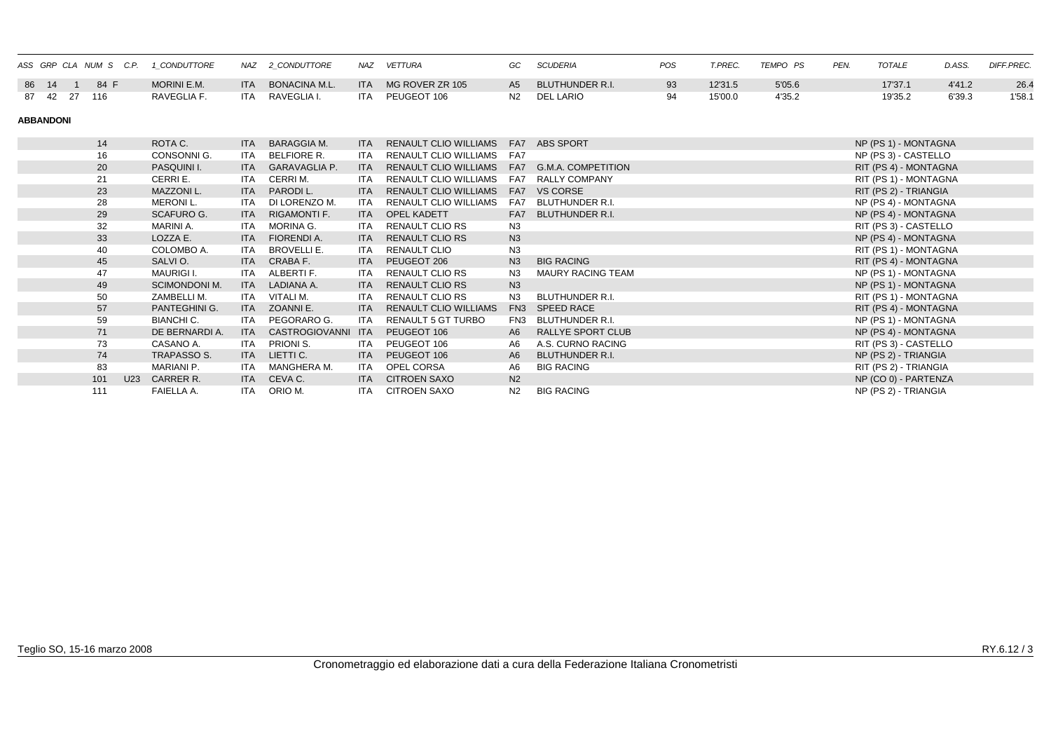| ASS | GRP | CLA | NUM | S | C.P. | 1_CONDUTTORE | NAZ | 2_CONDUTTORE | NAZ | VETTURA | GC | SCUDERIA | POS | T.PREC. | TEMPO PS | PEN. | TOTALE | D.ASS. | DIFF.PREC. |
|---|---|---|---|---|---|---|---|---|---|---|---|---|---|---|---|---|---|---|---|
| 86 | 14 | 1 | 84 | F | | MORINI E.M. | ITA | BONACINA M.L. | ITA | MG ROVER ZR 105 | A5 | BLUTHUNDER R.I. | 93 | 12'31.5 | 5'05.6 | | 17'37.1 | 4'41.2 | 26.4 |
| 87 | 42 | 27 | 116 | | | RAVEGLIA F. | ITA | RAVEGLIA I. | ITA | PEUGEOT 106 | N2 | DEL LARIO | 94 | 15'00.0 | 4'35.2 | | 19'35.2 | 6'39.3 | 1'58.1 |

**ABBANDONI**

| NUM | S | 1_CONDUTTORE | NAZ | 2_CONDUTTORE | NAZ | VETTURA | GC | SCUDERIA | NOTE |
|---|---|---|---|---|---|---|---|---|---|
| 14 | | ROTA C. | ITA | BARAGGIA M. | ITA | RENAULT CLIO WILLIAMS | FA7 | ABS SPORT | NP (PS 1) - MONTAGNA |
| 16 | | CONSONNI G. | ITA | BELFIORE R. | ITA | RENAULT CLIO WILLIAMS | FA7 | | NP (PS 3) - CASTELLO |
| 20 | | PASQUINI I. | ITA | GARAVAGLIA P. | ITA | RENAULT CLIO WILLIAMS | FA7 | G.M.A. COMPETITION | RIT (PS 4) - MONTAGNA |
| 21 | | CERRI E. | ITA | CERRI M. | ITA | RENAULT CLIO WILLIAMS | FA7 | RALLY COMPANY | RIT (PS 1) - MONTAGNA |
| 23 | | MAZZONI L. | ITA | PARODI L. | ITA | RENAULT CLIO WILLIAMS | FA7 | VS CORSE | RIT (PS 2) - TRIANGIA |
| 28 | | MERONI L. | ITA | DI LORENZO M. | ITA | RENAULT CLIO WILLIAMS | FA7 | BLUTHUNDER R.I. | NP (PS 4) - MONTAGNA |
| 29 | | SCAFURO G. | ITA | RIGAMONTI F. | ITA | OPEL KADETT | FA7 | BLUTHUNDER R.I. | NP (PS 4) - MONTAGNA |
| 32 | | MARINI A. | ITA | MORINA G. | ITA | RENAULT CLIO RS | N3 | | RIT (PS 3) - CASTELLO |
| 33 | | LOZZA E. | ITA | FIORENDI A. | ITA | RENAULT CLIO RS | N3 | | NP (PS 4) - MONTAGNA |
| 40 | | COLOMBO A. | ITA | BROVELLI E. | ITA | RENAULT CLIO | N3 | | RIT (PS 1) - MONTAGNA |
| 45 | | SALVI O. | ITA | CRABA F. | ITA | PEUGEOT 206 | N3 | BIG RACING | RIT (PS 4) - MONTAGNA |
| 47 | | MAURIGI I. | ITA | ALBERTI F. | ITA | RENAULT CLIO RS | N3 | MAURY RACING TEAM | NP (PS 1) - MONTAGNA |
| 49 | | SCIMONDONI M. | ITA | LADIANA A. | ITA | RENAULT CLIO RS | N3 | | NP (PS 1) - MONTAGNA |
| 50 | | ZAMBELLI M. | ITA | VITALI M. | ITA | RENAULT CLIO RS | N3 | BLUTHUNDER R.I. | RIT (PS 1) - MONTAGNA |
| 57 | | PANTEGHINI G. | ITA | ZOANNI E. | ITA | RENAULT CLIO WILLIAMS | FN3 | SPEED RACE | RIT (PS 4) - MONTAGNA |
| 59 | | BIANCHI C. | ITA | PEGORARO G. | ITA | RENAULT 5 GT TURBO | FN3 | BLUTHUNDER R.I. | NP (PS 1) - MONTAGNA |
| 71 | | DE BERNARDI A. | ITA | CASTROGIOVANNI | ITA | PEUGEOT 106 | A6 | RALLYE SPORT CLUB | NP (PS 4) - MONTAGNA |
| 73 | | CASANO A. | ITA | PRIONI S. | ITA | PEUGEOT 106 | A6 | A.S. CURNO RACING | RIT (PS 3) - CASTELLO |
| 74 | | TRAPASSO S. | ITA | LIETTI C. | ITA | PEUGEOT 106 | A6 | BLUTHUNDER R.I. | NP (PS 2) - TRIANGIA |
| 83 | | MARIANI P. | ITA | MANGHERA M. | ITA | OPEL CORSA | A6 | BIG RACING | RIT (PS 2) - TRIANGIA |
| 101 | U23 | CARRER R. | ITA | CEVA C. | ITA | CITROEN SAXO | N2 | | NP (CO 0) - PARTENZA |
| 111 | | FAIELLA A. | ITA | ORIO M. | ITA | CITROEN SAXO | N2 | BIG RACING | NP (PS 2) - TRIANGIA |

Teglio SO, 15-16 marzo 2008

Cronometraggio ed elaborazione dati a cura della Federazione Italiana Cronometristi